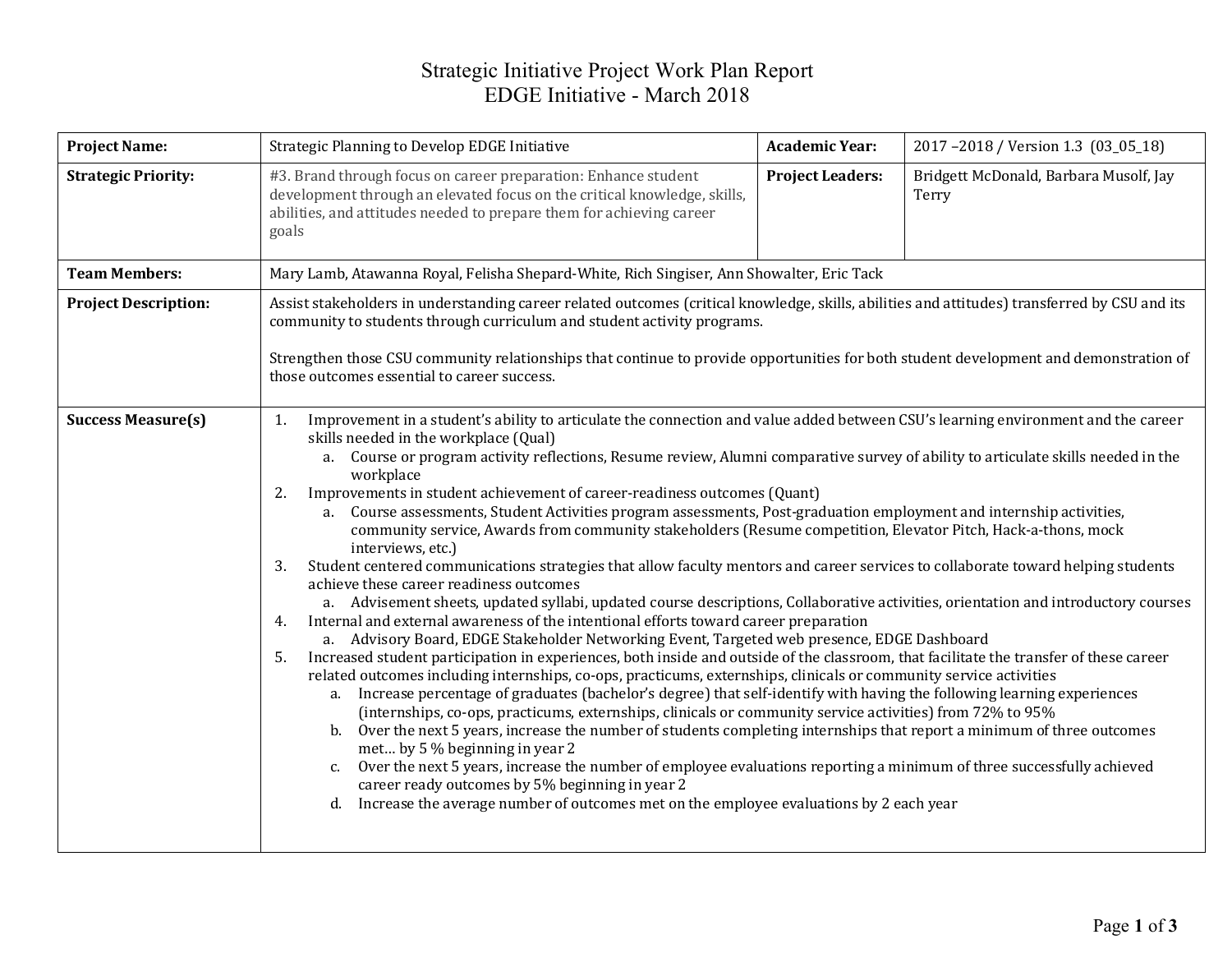# Strategic Initiative Project Work Plan Report
## EDGE Initiative - March 2018

| **Project Name:** | Strategic Planning to Develop EDGE Initiative | **Academic Year:** | 2017 –2018 / Version 1.3 (03_05_18) |
|---|---|---|---|
| **Strategic Priority:** | #3. Brand through focus on career preparation: Enhance student development through an elevated focus on the critical knowledge, skills, abilities, and attitudes needed to prepare them for achieving career goals | **Project Leaders:** | Bridgett McDonald, Barbara Musolf, Jay Terry |
| **Team Members:** | Mary Lamb, Atawanna Royal, Felisha Shepard-White, Rich Singiser, Ann Showalter, Eric Tack | | |
| **Project Description:** | Assist stakeholders in understanding career related outcomes (critical knowledge, skills, abilities and attitudes) transferred by CSU and its community to students through curriculum and student activity programs.<br><br>Strengthen those CSU community relationships that continue to provide opportunities for both student development and demonstration of those outcomes essential to career success. | | |
| **Success Measure(s)** | 1. Improvement in a student's ability to articulate the connection and value added between CSU's learning environment and the career skills needed in the workplace (Qual)<br>&nbsp;&nbsp;&nbsp;&nbsp;a. Course or program activity reflections, Resume review, Alumni comparative survey of ability to articulate skills needed in the workplace<br>2. Improvements in student achievement of career-readiness outcomes (Quant)<br>&nbsp;&nbsp;&nbsp;&nbsp;a. Course assessments, Student Activities program assessments, Post-graduation employment and internship activities, community service, Awards from community stakeholders (Resume competition, Elevator Pitch, Hack-a-thons, mock interviews, etc.)<br>3. Student centered communications strategies that allow faculty mentors and career services to collaborate toward helping students achieve these career readiness outcomes<br>&nbsp;&nbsp;&nbsp;&nbsp;a. Advisement sheets, updated syllabi, updated course descriptions, Collaborative activities, orientation and introductory courses<br>4. Internal and external awareness of the intentional efforts toward career preparation<br>&nbsp;&nbsp;&nbsp;&nbsp;a. Advisory Board, EDGE Stakeholder Networking Event, Targeted web presence, EDGE Dashboard<br>5. Increased student participation in experiences, both inside and outside of the classroom, that facilitate the transfer of these career related outcomes including internships, co-ops, practicums, externships, clinicals or community service activities<br>&nbsp;&nbsp;&nbsp;&nbsp;a. Increase percentage of graduates (bachelor's degree) that self-identify with having the following learning experiences (internships, co-ops, practicums, externships, clinicals or community service activities) from 72% to 95%<br>&nbsp;&nbsp;&nbsp;&nbsp;b. Over the next 5 years, increase the number of students completing internships that report a minimum of three outcomes met… by 5 % beginning in year 2<br>&nbsp;&nbsp;&nbsp;&nbsp;c. Over the next 5 years, increase the number of employee evaluations reporting a minimum of three successfully achieved career ready outcomes by 5% beginning in year 2<br>&nbsp;&nbsp;&nbsp;&nbsp;d. Increase the average number of outcomes met on the employee evaluations by 2 each year | | |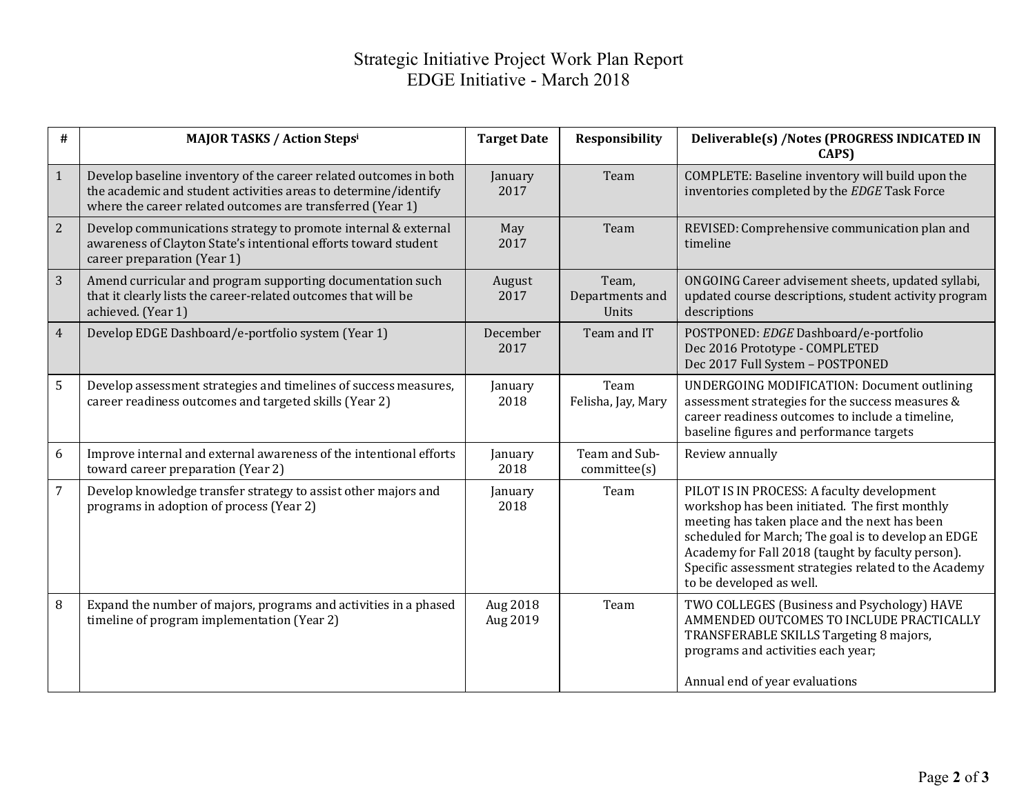# Strategic Initiative Project Work Plan Report
## EDGE Initiative - March 2018

| # | MAJOR TASKS / Action Steps[i] | Target Date | Responsibility | Deliverable(s) /Notes (PROGRESS INDICATED IN CAPS) |
|---|---|---|---|---|
| 1 | Develop baseline inventory of the career related outcomes in both the academic and student activities areas to determine/identify where the career related outcomes are transferred (Year 1) | January 2017 | Team | COMPLETE: Baseline inventory will build upon the inventories completed by the *EDGE* Task Force |
| 2 | Develop communications strategy to promote internal & external awareness of Clayton State's intentional efforts toward student career preparation (Year 1) | May 2017 | Team | REVISED: Comprehensive communication plan and timeline |
| 3 | Amend curricular and program supporting documentation such that it clearly lists the career-related outcomes that will be achieved. (Year 1) | August 2017 | Team, Departments and Units | ONGOING Career advisement sheets, updated syllabi, updated course descriptions, student activity program descriptions |
| 4 | Develop EDGE Dashboard/e-portfolio system (Year 1) | December 2017 | Team and IT | POSTPONED: *EDGE* Dashboard/e-portfolio<br>Dec 2016 Prototype - COMPLETED<br>Dec 2017 Full System – POSTPONED |
| 5 | Develop assessment strategies and timelines of success measures, career readiness outcomes and targeted skills (Year 2) | January 2018 | Team<br>Felisha, Jay, Mary | UNDERGOING MODIFICATION: Document outlining assessment strategies for the success measures & career readiness outcomes to include a timeline, baseline figures and performance targets |
| 6 | Improve internal and external awareness of the intentional efforts toward career preparation (Year 2) | January 2018 | Team and Sub-committee(s) | Review annually |
| 7 | Develop knowledge transfer strategy to assist other majors and programs in adoption of process (Year 2) | January 2018 | Team | PILOT IS IN PROCESS: A faculty development workshop has been initiated. The first monthly meeting has taken place and the next has been scheduled for March; The goal is to develop an EDGE Academy for Fall 2018 (taught by faculty person). Specific assessment strategies related to the Academy to be developed as well. |
| 8 | Expand the number of majors, programs and activities in a phased timeline of program implementation (Year 2) | Aug 2018<br>Aug 2019 | Team | TWO COLLEGES (Business and Psychology) HAVE AMMENDED OUTCOMES TO INCLUDE PRACTICALLY TRANSFERABLE SKILLS Targeting 8 majors, programs and activities each year;<br><br>Annual end of year evaluations |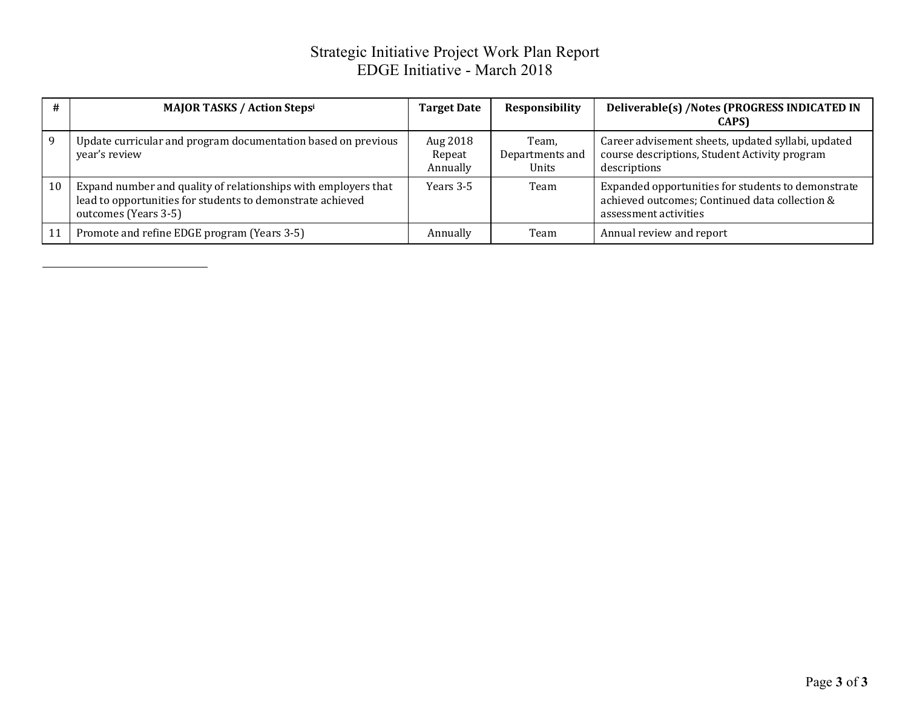# Strategic Initiative Project Work Plan Report
## EDGE Initiative - March 2018

| # | MAJOR TASKS / Action Steps[i] | Target Date | Responsibility | Deliverable(s) /Notes (PROGRESS INDICATED IN CAPS) |
|---|---|---|---|---|
| 9 | Update curricular and program documentation based on previous year's review | Aug 2018 Repeat Annually | Team, Departments and Units | Career advisement sheets, updated syllabi, updated course descriptions, Student Activity program descriptions |
| 10 | Expand number and quality of relationships with employers that lead to opportunities for students to demonstrate achieved outcomes (Years 3-5) | Years 3-5 | Team | Expanded opportunities for students to demonstrate achieved outcomes; Continued data collection & assessment activities |
| 11 | Promote and refine EDGE program (Years 3-5) | Annually | Team | Annual review and report |